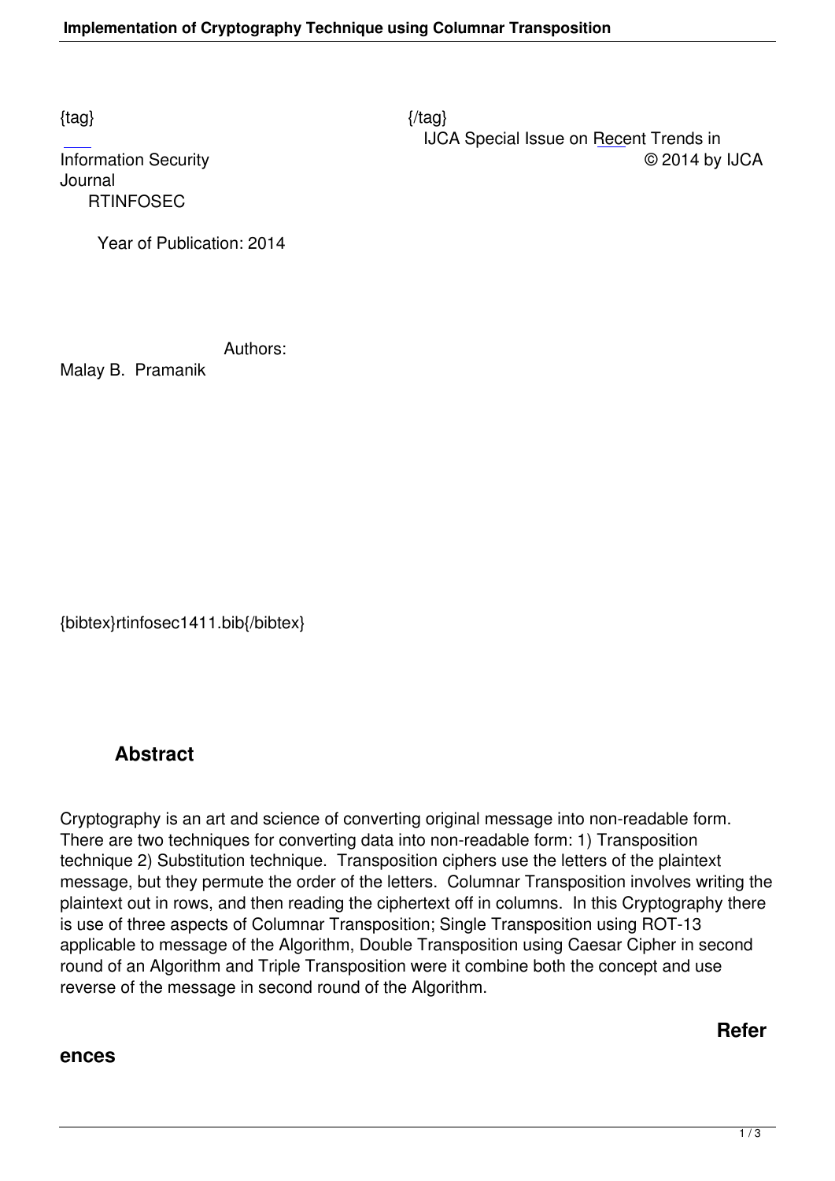{tag} {/tag}

IJCA Special Issue on Recent Trends in Information Security © 2014 by IJCA Journal

RTINFOSEC

Year of Publication: 2014

Authors:

Malay B. Pramanik

{bibtex}rtinfosec1411.bib{/bibtex}

## Abstract

Cryptography is an art and science of converting original message into non-readable form. There are two techniques for converting data into non-readable form: 1) Transposition technique 2) Substitution technique. Transposition ciphers use the letters of the plaintext message, but they permute the order of the letters. Columnar Transposition involves writing the plaintext out in rows, and then reading the ciphertext off in columns. In this Cryptography there is use of three aspects of Columnar Transposition; Single Transposition using ROT-13 applicable to message of the Algorithm, Double Transposition using Caesar Cipher in second round of an Algorithm and Triple Transposition were it combine both the concept and use reverse of the message in second round of the Algorithm.

## References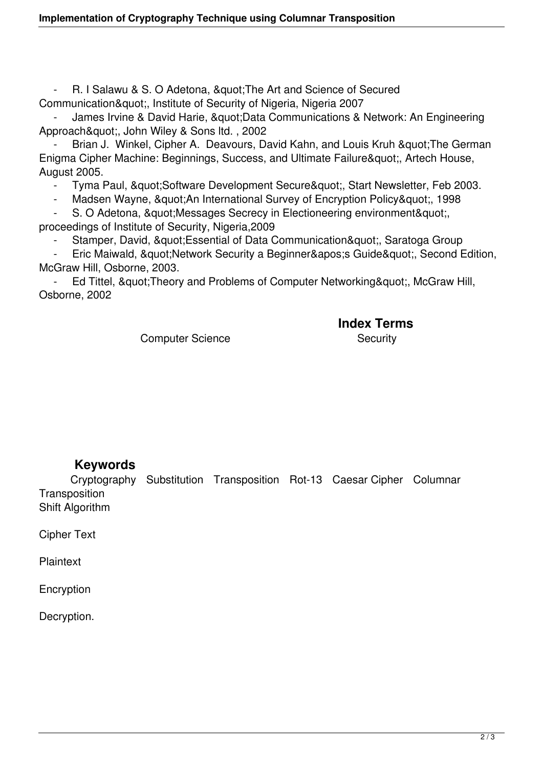- R. I Salawu & S. O Adetona, &quot;The Art and Science of Secured Communication&quot;, Institute of Security of Nigeria, Nigeria 2007
- James Irvine & David Harie, &quot;Data Communications & Network: An Engineering Approach&quot;, John Wiley & Sons ltd. , 2002
- Brian J. Winkel, Cipher A. Deavours, David Kahn, and Louis Kruh &quot;The German Enigma Cipher Machine: Beginnings, Success, and Ultimate Failure&quot;, Artech House, August 2005.
- Tyma Paul, &quot;Software Development Secure&quot;, Start Newsletter, Feb 2003.
- Madsen Wayne, &quot;An International Survey of Encryption Policy&quot;, 1998
- S. O Adetona, &quot;Messages Secrecy in Electioneering environment&quot;, proceedings of Institute of Security, Nigeria,2009
- Stamper, David, &quot;Essential of Data Communication&quot;, Saratoga Group
- Eric Maiwald, &quot;Network Security a Beginner&apos;s Guide&quot;, Second Edition, McGraw Hill, Osborne, 2003.
- Ed Tittel, &quot;Theory and Problems of Computer Networking&quot;, McGraw Hill, Osborne, 2002

## Index Terms

Computer Science Security

## Keywords

Cryptography Substitution Transposition Rot-13 Caesar Cipher Columnar Transposition
Shift Algorithm

Cipher Text

Plaintext

Encryption

Decryption.